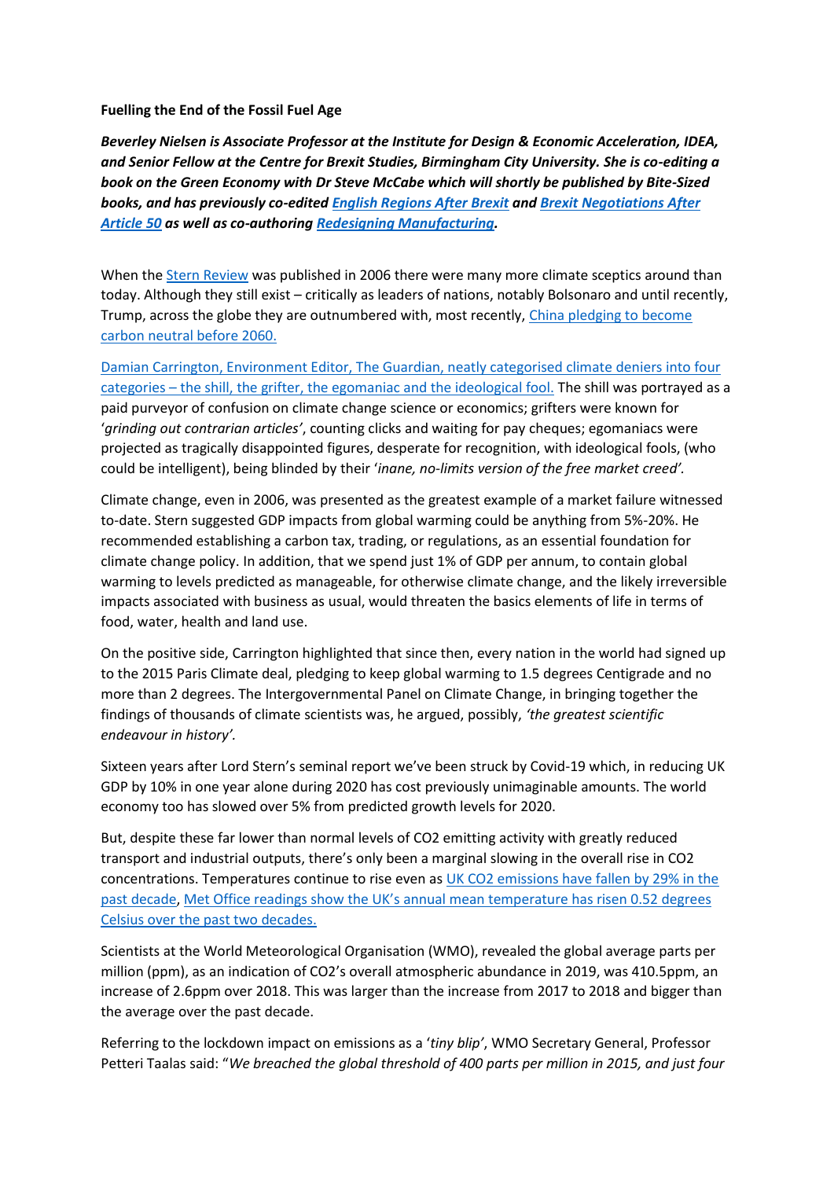**Fuelling the End of the Fossil Fuel Age**

***Beverley Nielsen is Associate Professor at the Institute for Design & Economic Acceleration, IDEA, and Senior Fellow at the Centre for Brexit Studies, Birmingham City University. She is co-editing a book on the Green Economy with Dr Steve McCabe which will shortly be published by Bite-Sized books, and has previously co-edited English Regions After Brexit and Brexit Negotiations After Article 50 as well as co-authoring Redesigning Manufacturing.***

When the Stern Review was published in 2006 there were many more climate sceptics around than today. Although they still exist – critically as leaders of nations, notably Bolsonaro and until recently, Trump, across the globe they are outnumbered with, most recently, China pledging to become carbon neutral before 2060.

Damian Carrington, Environment Editor, The Guardian, neatly categorised climate deniers into four categories – the shill, the grifter, the egomaniac and the ideological fool. The shill was portrayed as a paid purveyor of confusion on climate change science or economics; grifters were known for '*grinding out contrarian articles*', counting clicks and waiting for pay cheques; egomaniacs were projected as tragically disappointed figures, desperate for recognition, with ideological fools, (who could be intelligent), being blinded by their '*inane, no-limits version of the free market creed'.*

Climate change, even in 2006, was presented as the greatest example of a market failure witnessed to-date. Stern suggested GDP impacts from global warming could be anything from 5%-20%. He recommended establishing a carbon tax, trading, or regulations, as an essential foundation for climate change policy. In addition, that we spend just 1% of GDP per annum, to contain global warming to levels predicted as manageable, for otherwise climate change, and the likely irreversible impacts associated with business as usual, would threaten the basics elements of life in terms of food, water, health and land use.

On the positive side, Carrington highlighted that since then, every nation in the world had signed up to the 2015 Paris Climate deal, pledging to keep global warming to 1.5 degrees Centigrade and no more than 2 degrees. The Intergovernmental Panel on Climate Change, in bringing together the findings of thousands of climate scientists was, he argued, possibly, *'the greatest scientific endeavour in history'.*

Sixteen years after Lord Stern's seminal report we've been struck by Covid-19 which, in reducing UK GDP by 10% in one year alone during 2020 has cost previously unimaginable amounts. The world economy too has slowed over 5% from predicted growth levels for 2020.

But, despite these far lower than normal levels of $CO_2$ emitting activity with greatly reduced transport and industrial outputs, there's only been a marginal slowing in the overall rise in $CO_2$ concentrations. Temperatures continue to rise even as UK $CO_2$ emissions have fallen by 29% in the past decade, Met Office readings show the UK's annual mean temperature has risen 0.52 degrees Celsius over the past two decades.

Scientists at the World Meteorological Organisation (WMO), revealed the global average parts per million (ppm), as an indication of $CO_2$'s overall atmospheric abundance in 2019, was 410.5ppm, an increase of 2.6ppm over 2018. This was larger than the increase from 2017 to 2018 and bigger than the average over the past decade.

Referring to the lockdown impact on emissions as a '*tiny blip*', WMO Secretary General, Professor Petteri Taalas said: "*We breached the global threshold of 400 parts per million in 2015, and just four*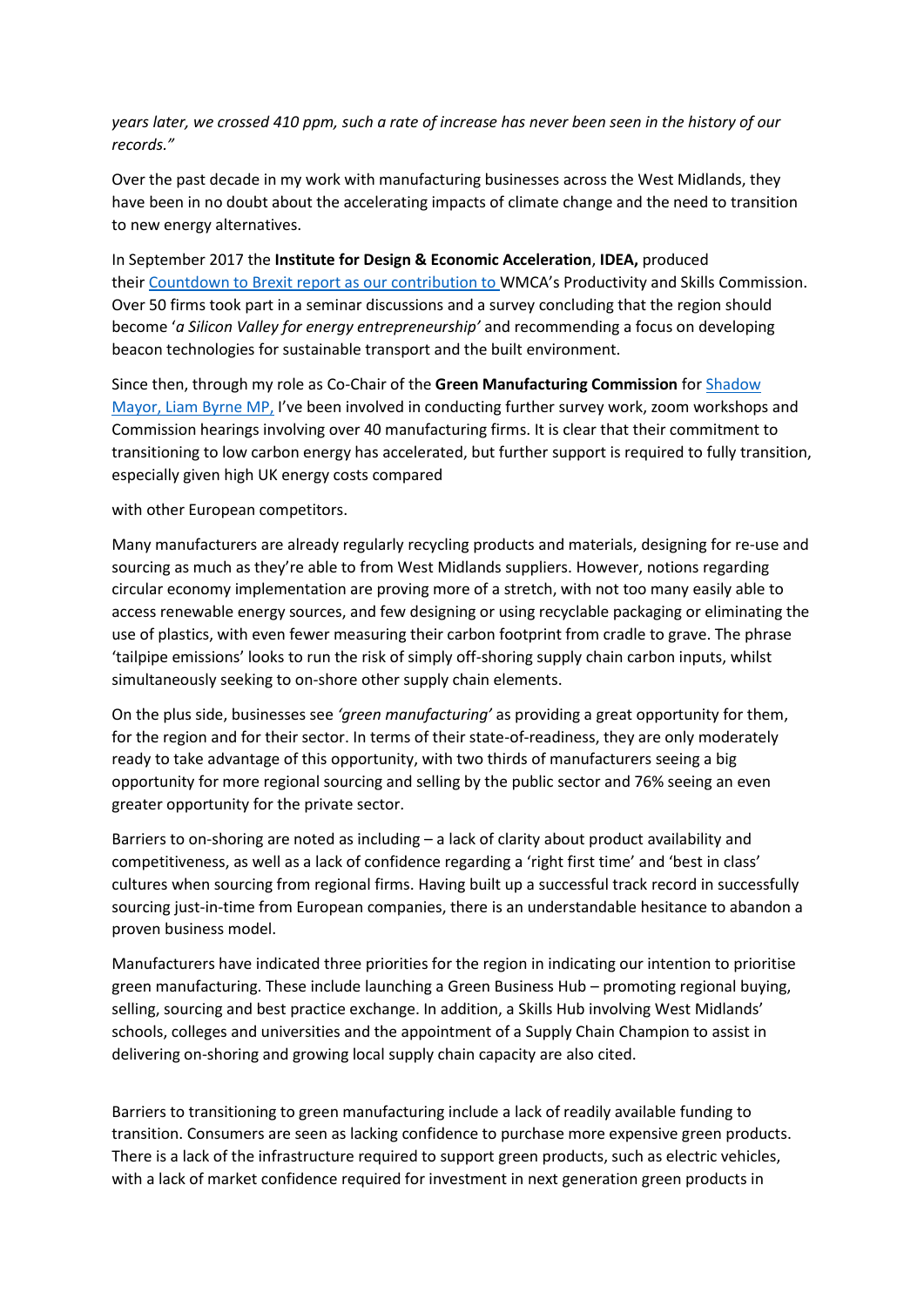*years later, we crossed 410 ppm, such a rate of increase has never been seen in the history of our records."*

Over the past decade in my work with manufacturing businesses across the West Midlands, they have been in no doubt about the accelerating impacts of climate change and the need to transition to new energy alternatives.

In September 2017 the **Institute for Design & Economic Acceleration**, **IDEA,** produced their Countdown to Brexit report as our contribution to WMCA's Productivity and Skills Commission. Over 50 firms took part in a seminar discussions and a survey concluding that the region should become '*a Silicon Valley for energy entrepreneurship'* and recommending a focus on developing beacon technologies for sustainable transport and the built environment.

Since then, through my role as Co-Chair of the **Green Manufacturing Commission** for Shadow Mayor, Liam Byrne MP, I've been involved in conducting further survey work, zoom workshops and Commission hearings involving over 40 manufacturing firms. It is clear that their commitment to transitioning to low carbon energy has accelerated, but further support is required to fully transition, especially given high UK energy costs compared

with other European competitors.

Many manufacturers are already regularly recycling products and materials, designing for re-use and sourcing as much as they're able to from West Midlands suppliers. However, notions regarding circular economy implementation are proving more of a stretch, with not too many easily able to access renewable energy sources, and few designing or using recyclable packaging or eliminating the use of plastics, with even fewer measuring their carbon footprint from cradle to grave. The phrase 'tailpipe emissions' looks to run the risk of simply off-shoring supply chain carbon inputs, whilst simultaneously seeking to on-shore other supply chain elements.

On the plus side, businesses see *'green manufacturing'* as providing a great opportunity for them, for the region and for their sector. In terms of their state-of-readiness, they are only moderately ready to take advantage of this opportunity, with two thirds of manufacturers seeing a big opportunity for more regional sourcing and selling by the public sector and 76% seeing an even greater opportunity for the private sector.

Barriers to on-shoring are noted as including – a lack of clarity about product availability and competitiveness, as well as a lack of confidence regarding a 'right first time' and 'best in class' cultures when sourcing from regional firms. Having built up a successful track record in successfully sourcing just-in-time from European companies, there is an understandable hesitance to abandon a proven business model.

Manufacturers have indicated three priorities for the region in indicating our intention to prioritise green manufacturing. These include launching a Green Business Hub – promoting regional buying, selling, sourcing and best practice exchange. In addition, a Skills Hub involving West Midlands' schools, colleges and universities and the appointment of a Supply Chain Champion to assist in delivering on-shoring and growing local supply chain capacity are also cited.

Barriers to transitioning to green manufacturing include a lack of readily available funding to transition. Consumers are seen as lacking confidence to purchase more expensive green products. There is a lack of the infrastructure required to support green products, such as electric vehicles, with a lack of market confidence required for investment in next generation green products in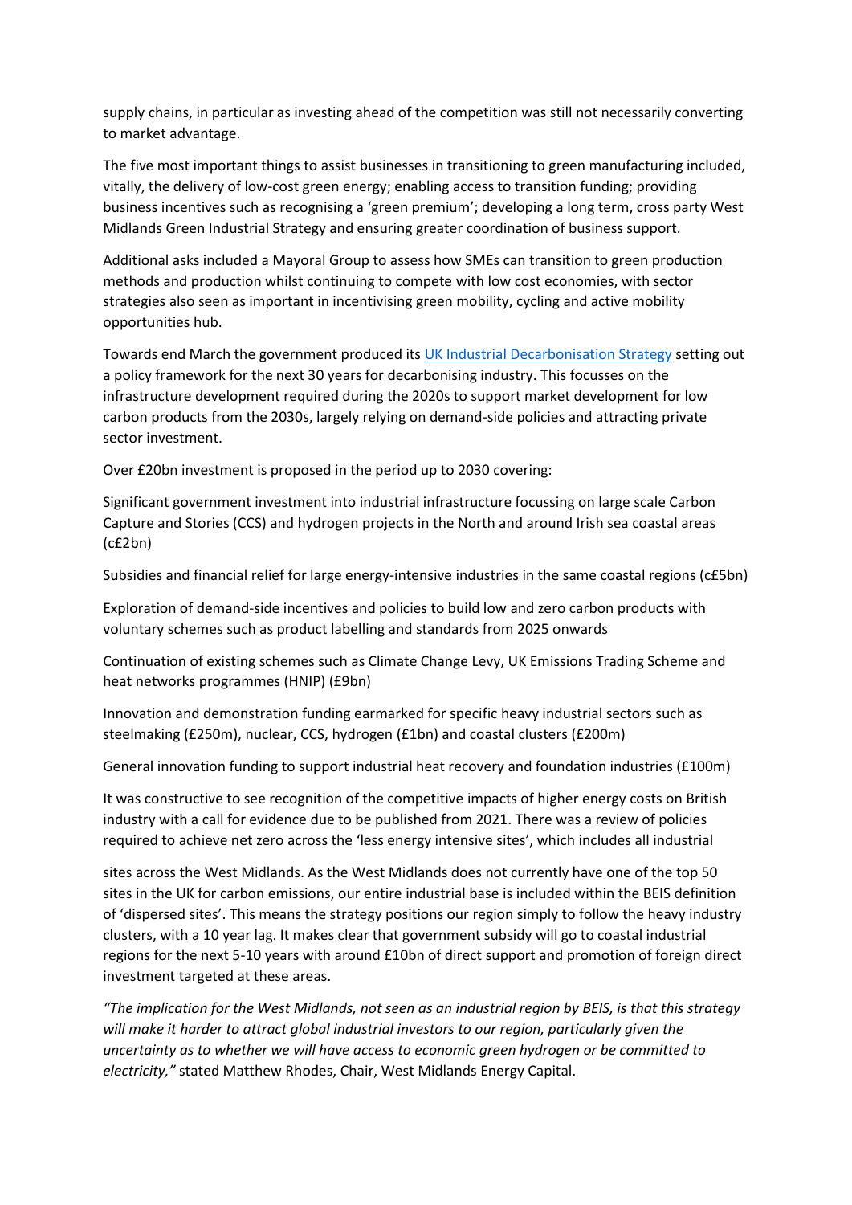supply chains, in particular as investing ahead of the competition was still not necessarily converting to market advantage.

The five most important things to assist businesses in transitioning to green manufacturing included, vitally, the delivery of low-cost green energy; enabling access to transition funding; providing business incentives such as recognising a 'green premium'; developing a long term, cross party West Midlands Green Industrial Strategy and ensuring greater coordination of business support.

Additional asks included a Mayoral Group to assess how SMEs can transition to green production methods and production whilst continuing to compete with low cost economies, with sector strategies also seen as important in incentivising green mobility, cycling and active mobility opportunities hub.

Towards end March the government produced its [UK Industrial Decarbonisation Strategy]() setting out a policy framework for the next 30 years for decarbonising industry. This focusses on the infrastructure development required during the 2020s to support market development for low carbon products from the 2030s, largely relying on demand-side policies and attracting private sector investment.

Over £20bn investment is proposed in the period up to 2030 covering:

Significant government investment into industrial infrastructure focussing on large scale Carbon Capture and Stories (CCS) and hydrogen projects in the North and around Irish sea coastal areas (c£2bn)

Subsidies and financial relief for large energy-intensive industries in the same coastal regions (c£5bn)

Exploration of demand-side incentives and policies to build low and zero carbon products with voluntary schemes such as product labelling and standards from 2025 onwards

Continuation of existing schemes such as Climate Change Levy, UK Emissions Trading Scheme and heat networks programmes (HNIP) (£9bn)

Innovation and demonstration funding earmarked for specific heavy industrial sectors such as steelmaking (£250m), nuclear, CCS, hydrogen (£1bn) and coastal clusters (£200m)

General innovation funding to support industrial heat recovery and foundation industries (£100m)

It was constructive to see recognition of the competitive impacts of higher energy costs on British industry with a call for evidence due to be published from 2021. There was a review of policies required to achieve net zero across the 'less energy intensive sites', which includes all industrial sites across the West Midlands. As the West Midlands does not currently have one of the top 50 sites in the UK for carbon emissions, our entire industrial base is included within the BEIS definition of 'dispersed sites'. This means the strategy positions our region simply to follow the heavy industry clusters, with a 10 year lag. It makes clear that government subsidy will go to coastal industrial regions for the next 5-10 years with around £10bn of direct support and promotion of foreign direct investment targeted at these areas.

*"The implication for the West Midlands, not seen as an industrial region by BEIS, is that this strategy will make it harder to attract global industrial investors to our region, particularly given the uncertainty as to whether we will have access to economic green hydrogen or be committed to electricity,"* stated Matthew Rhodes, Chair, West Midlands Energy Capital.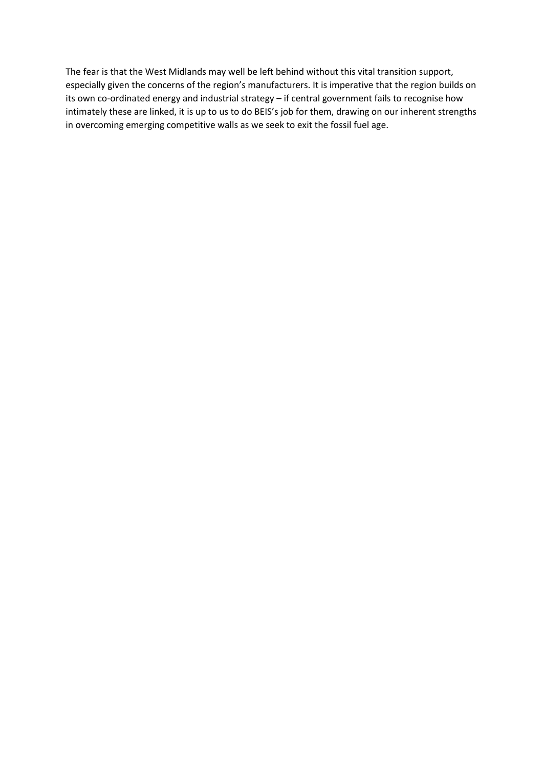The fear is that the West Midlands may well be left behind without this vital transition support, especially given the concerns of the region's manufacturers. It is imperative that the region builds on its own co-ordinated energy and industrial strategy – if central government fails to recognise how intimately these are linked, it is up to us to do BEIS's job for them, drawing on our inherent strengths in overcoming emerging competitive walls as we seek to exit the fossil fuel age.